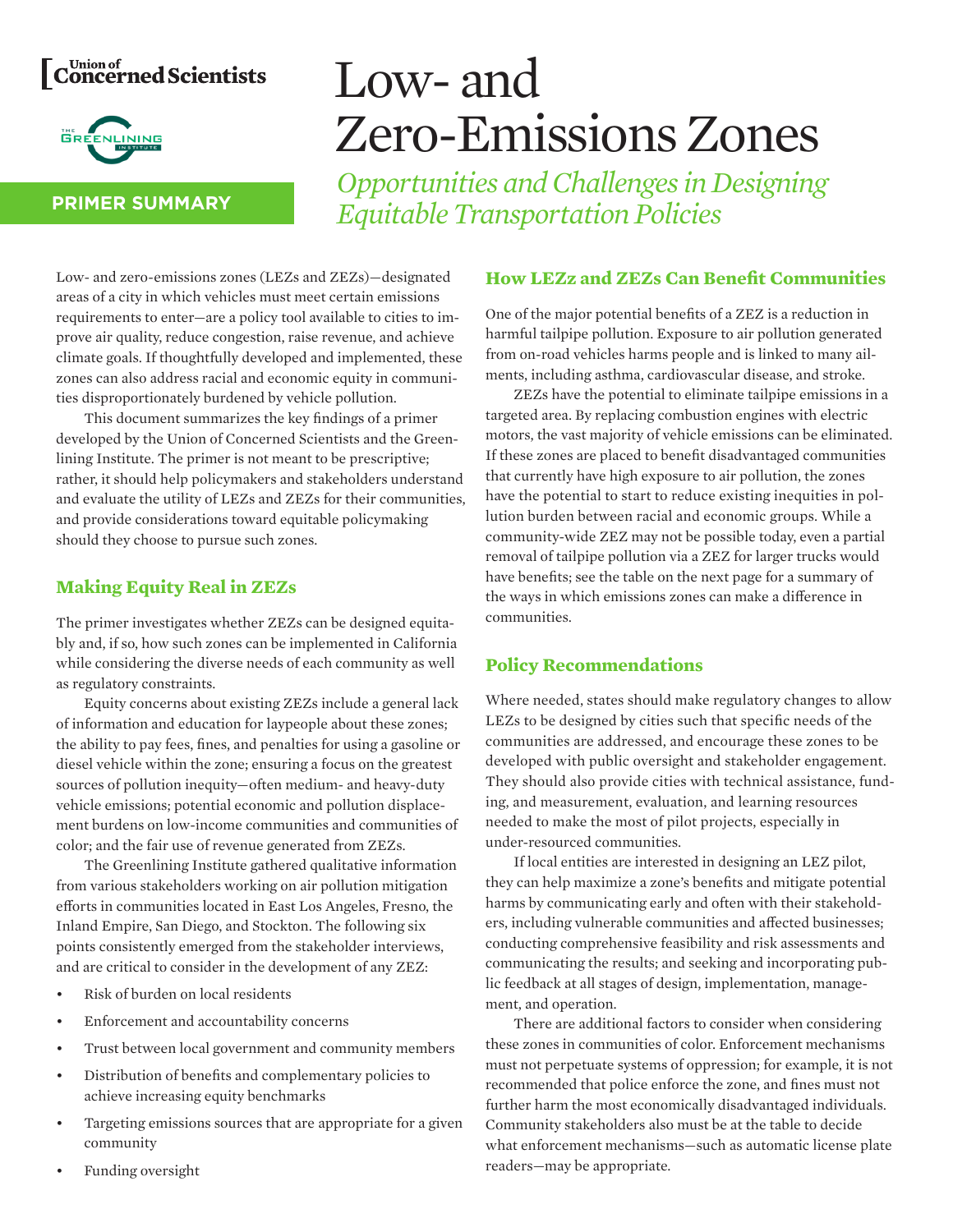Union of Concerned Scientists

The Greenlining Institute

**PRIMER SUMMARY**

# Low- and Zero-Emissions Zones

*Opportunities and Challenges in Designing Equitable Transportation Policies*

Low- and zero-emissions zones (LEZs and ZEZs)—designated areas of a city in which vehicles must meet certain emissions requirements to enter—are a policy tool available to cities to improve air quality, reduce congestion, raise revenue, and achieve climate goals. If thoughtfully developed and implemented, these zones can also address racial and economic equity in communities disproportionately burdened by vehicle pollution.

This document summarizes the key findings of a primer developed by the Union of Concerned Scientists and the Greenlining Institute. The primer is not meant to be prescriptive; rather, it should help policymakers and stakeholders understand and evaluate the utility of LEZs and ZEZs for their communities, and provide considerations toward equitable policymaking should they choose to pursue such zones.

## Making Equity Real in ZEZs

The primer investigates whether ZEZs can be designed equitably and, if so, how such zones can be implemented in California while considering the diverse needs of each community as well as regulatory constraints.

Equity concerns about existing ZEZs include a general lack of information and education for laypeople about these zones; the ability to pay fees, fines, and penalties for using a gasoline or diesel vehicle within the zone; ensuring a focus on the greatest sources of pollution inequity—often medium- and heavy-duty vehicle emissions; potential economic and pollution displacement burdens on low-income communities and communities of color; and the fair use of revenue generated from ZEZs.

The Greenlining Institute gathered qualitative information from various stakeholders working on air pollution mitigation efforts in communities located in East Los Angeles, Fresno, the Inland Empire, San Diego, and Stockton. The following six points consistently emerged from the stakeholder interviews, and are critical to consider in the development of any ZEZ:

- Risk of burden on local residents
- Enforcement and accountability concerns
- Trust between local government and community members
- Distribution of benefits and complementary policies to achieve increasing equity benchmarks
- Targeting emissions sources that are appropriate for a given community
- Funding oversight

## How LEZz and ZEZs Can Benefit Communities

One of the major potential benefits of a ZEZ is a reduction in harmful tailpipe pollution. Exposure to air pollution generated from on-road vehicles harms people and is linked to many ailments, including asthma, cardiovascular disease, and stroke.

ZEZs have the potential to eliminate tailpipe emissions in a targeted area. By replacing combustion engines with electric motors, the vast majority of vehicle emissions can be eliminated. If these zones are placed to benefit disadvantaged communities that currently have high exposure to air pollution, the zones have the potential to start to reduce existing inequities in pollution burden between racial and economic groups. While a community-wide ZEZ may not be possible today, even a partial removal of tailpipe pollution via a ZEZ for larger trucks would have benefits; see the table on the next page for a summary of the ways in which emissions zones can make a difference in communities.

## Policy Recommendations

Where needed, states should make regulatory changes to allow LEZs to be designed by cities such that specific needs of the communities are addressed, and encourage these zones to be developed with public oversight and stakeholder engagement. They should also provide cities with technical assistance, funding, and measurement, evaluation, and learning resources needed to make the most of pilot projects, especially in under-resourced communities.

If local entities are interested in designing an LEZ pilot, they can help maximize a zone's benefits and mitigate potential harms by communicating early and often with their stakeholders, including vulnerable communities and affected businesses; conducting comprehensive feasibility and risk assessments and communicating the results; and seeking and incorporating public feedback at all stages of design, implementation, management, and operation.

There are additional factors to consider when considering these zones in communities of color. Enforcement mechanisms must not perpetuate systems of oppression; for example, it is not recommended that police enforce the zone, and fines must not further harm the most economically disadvantaged individuals. Community stakeholders also must be at the table to decide what enforcement mechanisms—such as automatic license plate readers—may be appropriate.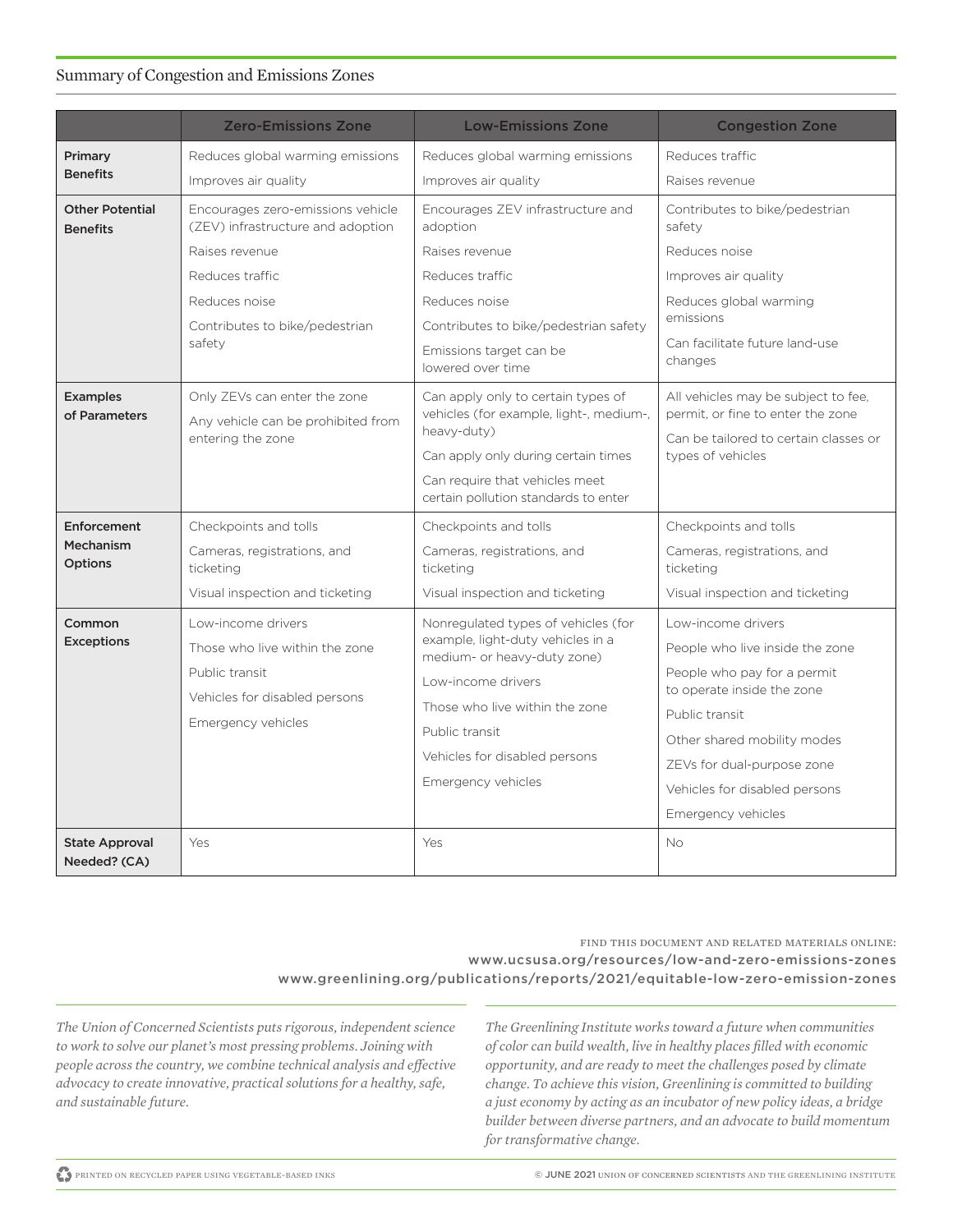## Summary of Congestion and Emissions Zones

| | Zero-Emissions Zone | Low-Emissions Zone | Congestion Zone |
|---|---|---|---|
| **Primary Benefits** | Reduces global warming emissions<br>Improves air quality | Reduces global warming emissions<br>Improves air quality | Reduces traffic<br>Raises revenue |
| **Other Potential Benefits** | Encourages zero-emissions vehicle (ZEV) infrastructure and adoption<br>Raises revenue<br>Reduces traffic<br>Reduces noise<br>Contributes to bike/pedestrian safety | Encourages ZEV infrastructure and adoption<br>Raises revenue<br>Reduces traffic<br>Reduces noise<br>Contributes to bike/pedestrian safety<br>Emissions target can be lowered over time | Contributes to bike/pedestrian safety<br>Reduces noise<br>Improves air quality<br>Reduces global warming emissions<br>Can facilitate future land-use changes |
| **Examples of Parameters** | Only ZEVs can enter the zone<br>Any vehicle can be prohibited from entering the zone | Can apply only to certain types of vehicles (for example, light-, medium-, heavy-duty)<br>Can apply only during certain times<br>Can require that vehicles meet certain pollution standards to enter | All vehicles may be subject to fee, permit, or fine to enter the zone<br>Can be tailored to certain classes or types of vehicles |
| **Enforcement Mechanism Options** | Checkpoints and tolls<br>Cameras, registrations, and ticketing<br>Visual inspection and ticketing | Checkpoints and tolls<br>Cameras, registrations, and ticketing<br>Visual inspection and ticketing | Checkpoints and tolls<br>Cameras, registrations, and ticketing<br>Visual inspection and ticketing |
| **Common Exceptions** | Low-income drivers<br>Those who live within the zone<br>Public transit<br>Vehicles for disabled persons<br>Emergency vehicles | Nonregulated types of vehicles (for example, light-duty vehicles in a medium- or heavy-duty zone)<br>Low-income drivers<br>Those who live within the zone<br>Public transit<br>Vehicles for disabled persons<br>Emergency vehicles | Low-income drivers<br>People who live inside the zone<br>People who pay for a permit to operate inside the zone<br>Public transit<br>Other shared mobility modes<br>ZEVs for dual-purpose zone<br>Vehicles for disabled persons<br>Emergency vehicles |
| **State Approval Needed? (CA)** | Yes | Yes | No |

FIND THIS DOCUMENT AND RELATED MATERIALS ONLINE:
www.ucsusa.org/resources/low-and-zero-emissions-zones
www.greenlining.org/publications/reports/2021/equitable-low-zero-emission-zones

*The Union of Concerned Scientists puts rigorous, independent science to work to solve our planet's most pressing problems. Joining with people across the country, we combine technical analysis and effective advocacy to create innovative, practical solutions for a healthy, safe, and sustainable future.*

*The Greenlining Institute works toward a future when communities of color can build wealth, live in healthy places filled with economic opportunity, and are ready to meet the challenges posed by climate change. To achieve this vision, Greenlining is committed to building a just economy by acting as an incubator of new policy ideas, a bridge builder between diverse partners, and an advocate to build momentum for transformative change.*

PRINTED ON RECYCLED PAPER USING VEGETABLE-BASED INKS

© JUNE 2021 UNION OF CONCERNED SCIENTISTS AND THE GREENLINING INSTITUTE